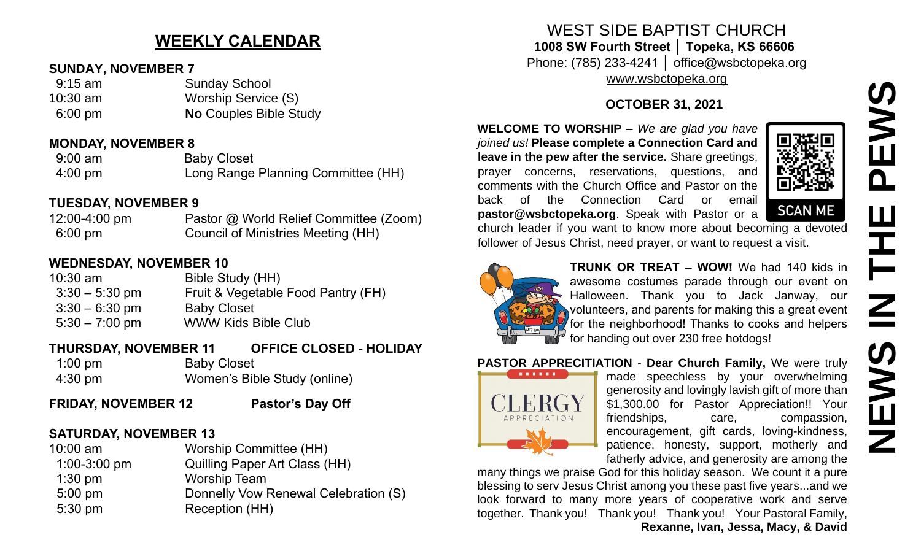## WEEKLY CALENDAR

**SUNDAY, NOVEMBER 7**

| | |
|---|---|
| 9:15 am | Sunday School |
| 10:30 am | Worship Service (S) |
| 6:00 pm | **No** Couples Bible Study |

**MONDAY, NOVEMBER 8**

| | |
|---|---|
| 9:00 am | Baby Closet |
| 4:00 pm | Long Range Planning Committee (HH) |

**TUESDAY, NOVEMBER 9**

| | |
|---|---|
| 12:00-4:00 pm | Pastor @ World Relief Committee (Zoom) |
| 6:00 pm | Council of Ministries Meeting (HH) |

**WEDNESDAY, NOVEMBER 10**

| | |
|---|---|
| 10:30 am | Bible Study (HH) |
| 3:30 – 5:30 pm | Fruit & Vegetable Food Pantry (FH) |
| 3:30 – 6:30 pm | Baby Closet |
| 5:30 – 7:00 pm | WWW Kids Bible Club |

**THURSDAY, NOVEMBER 11 — OFFICE CLOSED - HOLIDAY**

| | |
|---|---|
| 1:00 pm | Baby Closet |
| 4:30 pm | Women's Bible Study (online) |

**FRIDAY, NOVEMBER 12 — Pastor's Day Off**

**SATURDAY, NOVEMBER 13**

| | |
|---|---|
| 10:00 am | Worship Committee (HH) |
| 1:00-3:00 pm | Quilling Paper Art Class (HH) |
| 1:30 pm | Worship Team |
| 5:00 pm | Donnelly Vow Renewal Celebration (S) |
| 5:30 pm | Reception (HH) |

# NEWS IN THE PEWS

WEST SIDE BAPTIST CHURCH
**1008 SW Fourth Street │ Topeka, KS 66606**
Phone: (785) 233-4241 │ office@wsbctopeka.org
www.wsbctopeka.org

**OCTOBER 31, 2021**

**WELCOME TO WORSHIP –** *We are glad you have joined us!* **Please complete a Connection Card and leave in the pew after the service.** Share greetings, prayer concerns, reservations, questions, and comments with the Church Office and Pastor on the back of the Connection Card or email **pastor@wsbctopeka.org**. Speak with Pastor or a church leader if you want to know more about becoming a devoted follower of Jesus Christ, need prayer, or want to request a visit.

SCAN ME

**TRUNK OR TREAT – WOW!** We had 140 kids in awesome costumes parade through our event on Halloween. Thank you to Jack Janway, our volunteers, and parents for making this a great event for the neighborhood! Thanks to cooks and helpers for handing out over 230 free hotdogs!

**PASTOR APPRECITIATION** - **Dear Church Family,** We were truly made speechless by your overwhelming generosity and lovingly lavish gift of more than $1,300.00 for Pastor Appreciation!! Your friendships, care, compassion, encouragement, gift cards, loving-kindness, patience, honesty, support, motherly and fatherly advice, and generosity are among the many things we praise God for this holiday season. We count it a pure blessing to serv Jesus Christ among you these past five years...and we look forward to many more years of cooperative work and serve together. Thank you! Thank you! Thank you! Your Pastoral Family,
**Rexanne, Ivan, Jessa, Macy, & David**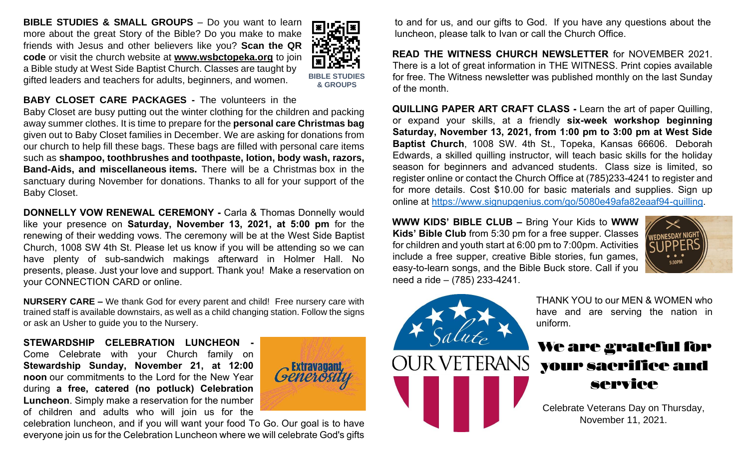**BIBLE STUDIES & SMALL GROUPS** – Do you want to learn more about the great Story of the Bible? Do you make to make friends with Jesus and other believers like you? **Scan the QR code** or visit the church website at **www.wsbctopeka.org** to join a Bible study at West Side Baptist Church. Classes are taught by gifted leaders and teachers for adults, beginners, and women.

**BIBLE STUDIES & GROUPS**

**BABY CLOSET CARE PACKAGES -** The volunteers in the Baby Closet are busy putting out the winter clothing for the children and packing away summer clothes. It is time to prepare for the **personal care Christmas bag** given out to Baby Closet families in December. We are asking for donations from our church to help fill these bags. These bags are filled with personal care items such as **shampoo, toothbrushes and toothpaste, lotion, body wash, razors, Band-Aids, and miscellaneous items.** There will be a Christmas box in the sanctuary during November for donations. Thanks to all for your support of the Baby Closet.

**DONNELLY VOW RENEWAL CEREMONY -** Carla & Thomas Donnelly would like your presence on **Saturday, November 13, 2021, at 5:00 pm** for the renewing of their wedding vows. The ceremony will be at the West Side Baptist Church, 1008 SW 4th St. Please let us know if you will be attending so we can have plenty of sub-sandwich makings afterward in Holmer Hall. No presents, please. Just your love and support. Thank you! Make a reservation on your CONNECTION CARD or online.

**NURSERY CARE –** We thank God for every parent and child! Free nursery care with trained staff is available downstairs, as well as a child changing station. Follow the signs or ask an Usher to guide you to the Nursery.

**STEWARDSHIP CELEBRATION LUNCHEON -** Come Celebrate with your Church family on **Stewardship Sunday, November 21, at 12:00 noon** our commitments to the Lord for the New Year during **a free, catered (no potluck) Celebration Luncheon**. Simply make a reservation for the number of children and adults who will join us for the celebration luncheon, and if you will want your food To Go. Our goal is to have everyone join us for the Celebration Luncheon where we will celebrate God's gifts to and for us, and our gifts to God. If you have any questions about the luncheon, please talk to Ivan or call the Church Office.

Extravagant Generosity

**READ THE WITNESS CHURCH NEWSLETTER** for NOVEMBER 2021. There is a lot of great information in THE WITNESS. Print copies available for free. The Witness newsletter was published monthly on the last Sunday of the month.

**QUILLING PAPER ART CRAFT CLASS -** Learn the art of paper Quilling, or expand your skills, at a friendly **six-week workshop beginning Saturday, November 13, 2021, from 1:00 pm to 3:00 pm at West Side Baptist Church**, 1008 SW. 4th St., Topeka, Kansas 66606. Deborah Edwards, a skilled quilling instructor, will teach basic skills for the holiday season for beginners and advanced students. Class size is limited, so register online or contact the Church Office at (785)233-4241 to register and for more details. Cost $10.00 for basic materials and supplies. Sign up online at https://www.signupgenius.com/go/5080e49afa82eaaf94-quilling.

**WWW KIDS' BIBLE CLUB –** Bring Your Kids to **WWW Kids' Bible Club** from 5:30 pm for a free supper. Classes for children and youth start at 6:00 pm to 7:00pm. Activities include a free supper, creative Bible stories, fun games, easy-to-learn songs, and the Bible Buck store. Call if you need a ride – (785) 233-4241.

WEDNESDAY NIGHT SUPPERS 5:30PM

Salute OUR VETERANS

THANK YOU to our MEN & WOMEN who have and are serving the nation in uniform.

## We are grateful for your sacrifice and service

Celebrate Veterans Day on Thursday, November 11, 2021.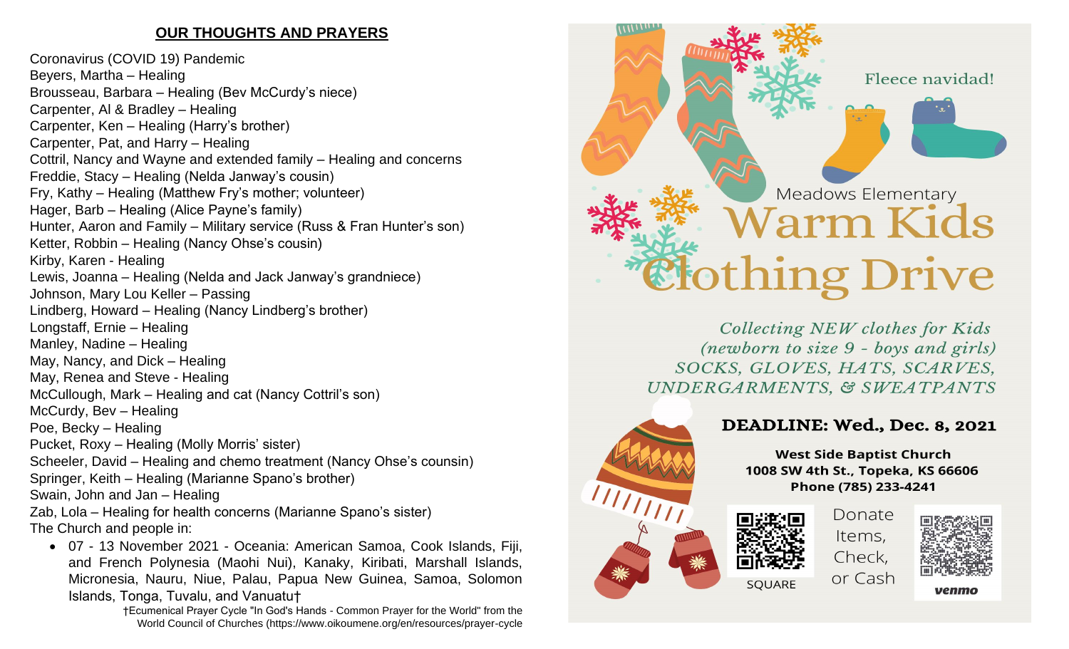## OUR THOUGHTS AND PRAYERS

Coronavirus (COVID 19) Pandemic
Beyers, Martha – Healing
Brousseau, Barbara – Healing (Bev McCurdy's niece)
Carpenter, Al & Bradley – Healing
Carpenter, Ken – Healing (Harry's brother)
Carpenter, Pat, and Harry – Healing
Cottril, Nancy and Wayne and extended family – Healing and concerns
Freddie, Stacy – Healing (Nelda Janway's cousin)
Fry, Kathy – Healing (Matthew Fry's mother; volunteer)
Hager, Barb – Healing (Alice Payne's family)
Hunter, Aaron and Family – Military service (Russ & Fran Hunter's son)
Ketter, Robbin – Healing (Nancy Ohse's cousin)
Kirby, Karen - Healing
Lewis, Joanna – Healing (Nelda and Jack Janway's grandniece)
Johnson, Mary Lou Keller – Passing
Lindberg, Howard – Healing (Nancy Lindberg's brother)
Longstaff, Ernie – Healing
Manley, Nadine – Healing
May, Nancy, and Dick – Healing
May, Renea and Steve - Healing
McCullough, Mark – Healing and cat (Nancy Cottril's son)
McCurdy, Bev – Healing
Poe, Becky – Healing
Pucket, Roxy – Healing (Molly Morris' sister)
Scheeler, David – Healing and chemo treatment (Nancy Ohse's counsin)
Springer, Keith – Healing (Marianne Spano's brother)
Swain, John and Jan – Healing
Zab, Lola – Healing for health concerns (Marianne Spano's sister)
The Church and people in:

- 07 - 13 November 2021 - Oceania: American Samoa, Cook Islands, Fiji, and French Polynesia (Maohi Nui), Kanaky, Kiribati, Marshall Islands, Micronesia, Nauru, Niue, Palau, Papua New Guinea, Samoa, Solomon Islands, Tonga, Tuvalu, and Vanuatu†

†Ecumenical Prayer Cycle "In God's Hands - Common Prayer for the World" from the World Council of Churches (https://www.oikoumene.org/en/resources/prayer-cycle

Fleece navidad!

Meadows Elementary

# Warm Kids Clothing Drive

*Collecting NEW clothes for Kids (newborn to size 9 - boys and girls) SOCKS, GLOVES, HATS, SCARVES, UNDERGARMENTS, & SWEATPANTS*

**DEADLINE: Wed., Dec. 8, 2021**

**West Side Baptist Church**
**1008 SW 4th St., Topeka, KS 66606**
**Phone (785) 233-4241**

SQUARE

Donate Items, Check, or Cash

venmo